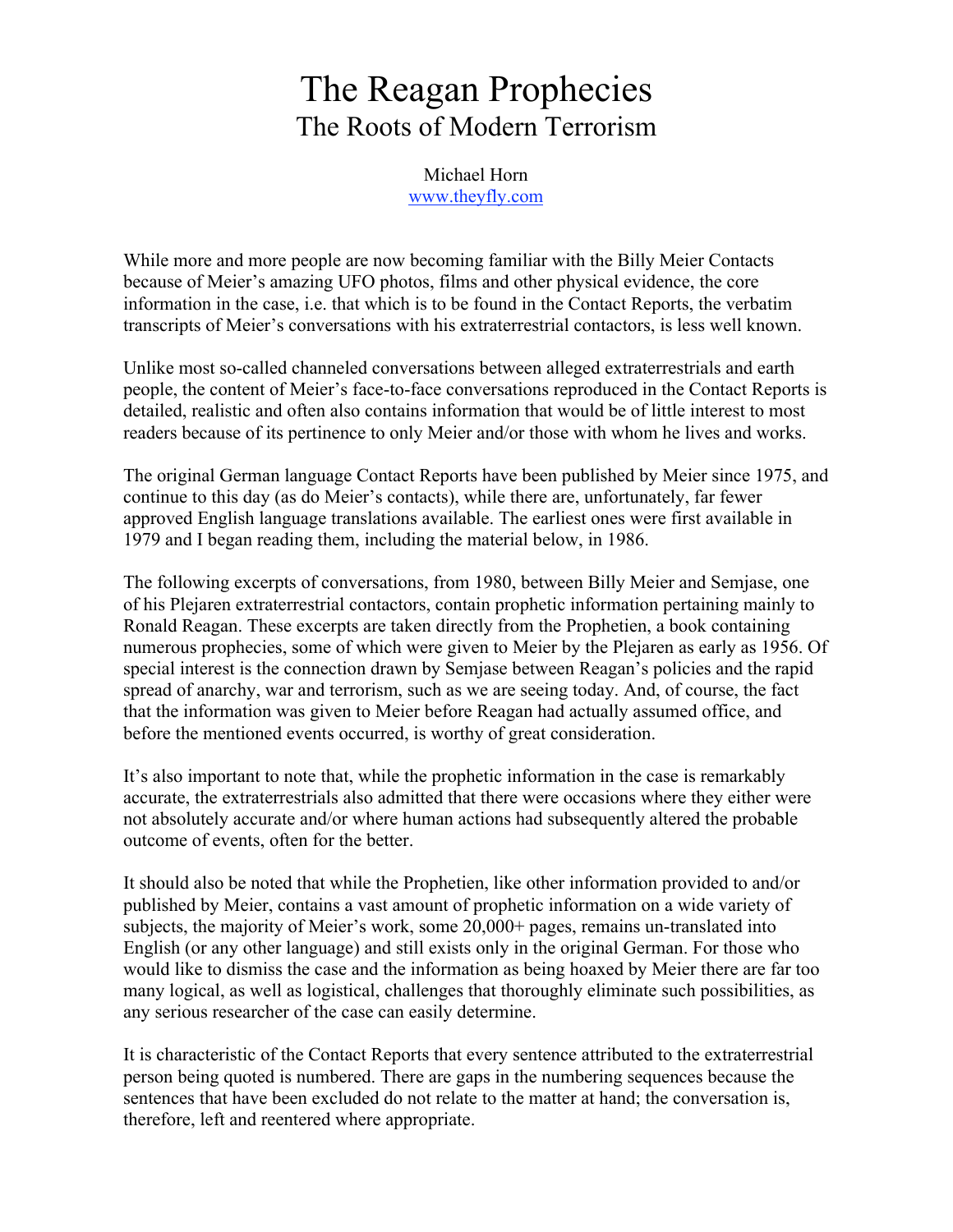# The Reagan Prophecies
## The Roots of Modern Terrorism

Michael Horn
www.theyfly.com

While more and more people are now becoming familiar with the Billy Meier Contacts because of Meier's amazing UFO photos, films and other physical evidence, the core information in the case, i.e. that which is to be found in the Contact Reports, the verbatim transcripts of Meier's conversations with his extraterrestrial contactors, is less well known.

Unlike most so-called channeled conversations between alleged extraterrestrials and earth people, the content of Meier's face-to-face conversations reproduced in the Contact Reports is detailed, realistic and often also contains information that would be of little interest to most readers because of its pertinence to only Meier and/or those with whom he lives and works.

The original German language Contact Reports have been published by Meier since 1975, and continue to this day (as do Meier's contacts), while there are, unfortunately, far fewer approved English language translations available. The earliest ones were first available in 1979 and I began reading them, including the material below, in 1986.

The following excerpts of conversations, from 1980, between Billy Meier and Semjase, one of his Plejaren extraterrestrial contactors, contain prophetic information pertaining mainly to Ronald Reagan. These excerpts are taken directly from the Prophetien, a book containing numerous prophecies, some of which were given to Meier by the Plejaren as early as 1956. Of special interest is the connection drawn by Semjase between Reagan's policies and the rapid spread of anarchy, war and terrorism, such as we are seeing today. And, of course, the fact that the information was given to Meier before Reagan had actually assumed office, and before the mentioned events occurred, is worthy of great consideration.

It's also important to note that, while the prophetic information in the case is remarkably accurate, the extraterrestrials also admitted that there were occasions where they either were not absolutely accurate and/or where human actions had subsequently altered the probable outcome of events, often for the better.

It should also be noted that while the Prophetien, like other information provided to and/or published by Meier, contains a vast amount of prophetic information on a wide variety of subjects, the majority of Meier's work, some 20,000+ pages, remains un-translated into English (or any other language) and still exists only in the original German. For those who would like to dismiss the case and the information as being hoaxed by Meier there are far too many logical, as well as logistical, challenges that thoroughly eliminate such possibilities, as any serious researcher of the case can easily determine.

It is characteristic of the Contact Reports that every sentence attributed to the extraterrestrial person being quoted is numbered. There are gaps in the numbering sequences because the sentences that have been excluded do not relate to the matter at hand; the conversation is, therefore, left and reentered where appropriate.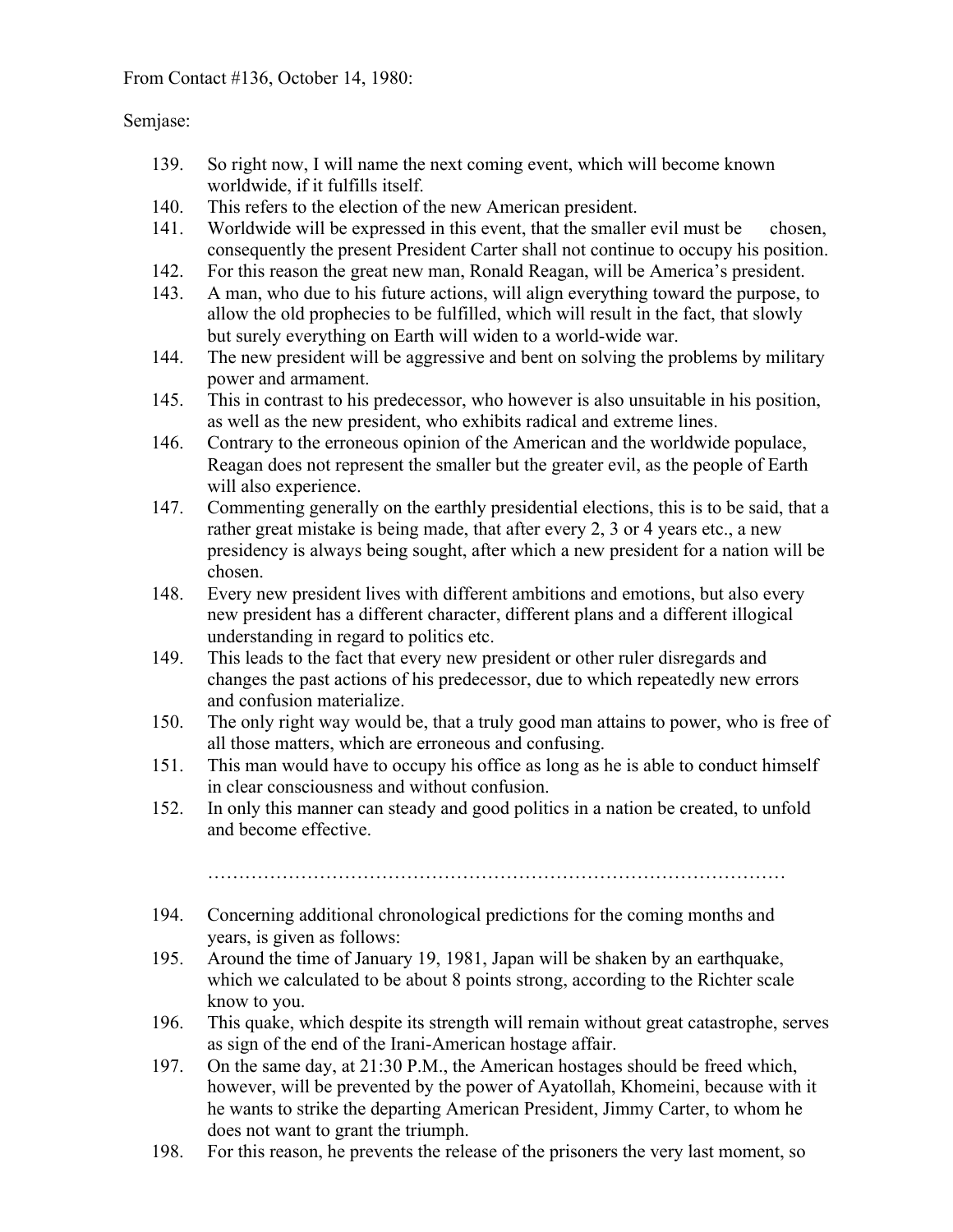From Contact #136, October 14, 1980:

Semjase:

139. So right now, I will name the next coming event, which will become known worldwide, if it fulfills itself.
140. This refers to the election of the new American president.
141. Worldwide will be expressed in this event, that the smaller evil must be chosen, consequently the present President Carter shall not continue to occupy his position.
142. For this reason the great new man, Ronald Reagan, will be America's president.
143. A man, who due to his future actions, will align everything toward the purpose, to allow the old prophecies to be fulfilled, which will result in the fact, that slowly but surely everything on Earth will widen to a world-wide war.
144. The new president will be aggressive and bent on solving the problems by military power and armament.
145. This in contrast to his predecessor, who however is also unsuitable in his position, as well as the new president, who exhibits radical and extreme lines.
146. Contrary to the erroneous opinion of the American and the worldwide populace, Reagan does not represent the smaller but the greater evil, as the people of Earth will also experience.
147. Commenting generally on the earthly presidential elections, this is to be said, that a rather great mistake is being made, that after every 2, 3 or 4 years etc., a new presidency is always being sought, after which a new president for a nation will be chosen.
148. Every new president lives with different ambitions and emotions, but also every new president has a different character, different plans and a different illogical understanding in regard to politics etc.
149. This leads to the fact that every new president or other ruler disregards and changes the past actions of his predecessor, due to which repeatedly new errors and confusion materialize.
150. The only right way would be, that a truly good man attains to power, who is free of all those matters, which are erroneous and confusing.
151. This man would have to occupy his office as long as he is able to conduct himself in clear consciousness and without confusion.
152. In only this manner can steady and good politics in a nation be created, to unfold and become effective.

……………………………………………………………………………………

194. Concerning additional chronological predictions for the coming months and years, is given as follows:
195. Around the time of January 19, 1981, Japan will be shaken by an earthquake, which we calculated to be about 8 points strong, according to the Richter scale know to you.
196. This quake, which despite its strength will remain without great catastrophe, serves as sign of the end of the Irani-American hostage affair.
197. On the same day, at 21:30 P.M., the American hostages should be freed which, however, will be prevented by the power of Ayatollah, Khomeini, because with it he wants to strike the departing American President, Jimmy Carter, to whom he does not want to grant the triumph.
198. For this reason, he prevents the release of the prisoners the very last moment, so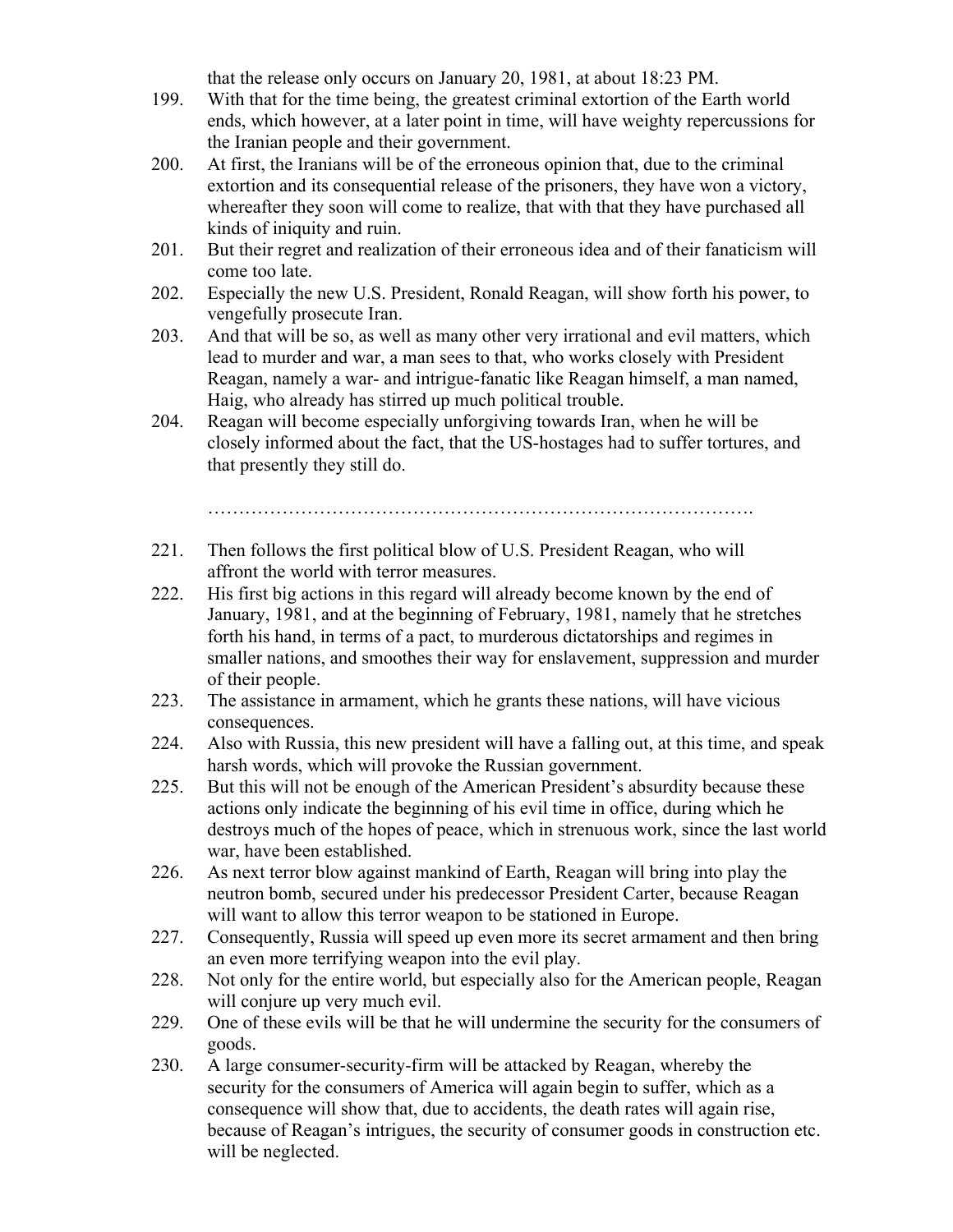that the release only occurs on January 20, 1981, at about 18:23 PM.

199. With that for the time being, the greatest criminal extortion of the Earth world ends, which however, at a later point in time, will have weighty repercussions for the Iranian people and their government.
200. At first, the Iranians will be of the erroneous opinion that, due to the criminal extortion and its consequential release of the prisoners, they have won a victory, whereafter they soon will come to realize, that with that they have purchased all kinds of iniquity and ruin.
201. But their regret and realization of their erroneous idea and of their fanaticism will come too late.
202. Especially the new U.S. President, Ronald Reagan, will show forth his power, to vengefully prosecute Iran.
203. And that will be so, as well as many other very irrational and evil matters, which lead to murder and war, a man sees to that, who works closely with President Reagan, namely a war- and intrigue-fanatic like Reagan himself, a man named, Haig, who already has stirred up much political trouble.
204. Reagan will become especially unforgiving towards Iran, when he will be closely informed about the fact, that the US-hostages had to suffer tortures, and that presently they still do.

…………………………………………………………………………….

221. Then follows the first political blow of U.S. President Reagan, who will affront the world with terror measures.
222. His first big actions in this regard will already become known by the end of January, 1981, and at the beginning of February, 1981, namely that he stretches forth his hand, in terms of a pact, to murderous dictatorships and regimes in smaller nations, and smoothes their way for enslavement, suppression and murder of their people.
223. The assistance in armament, which he grants these nations, will have vicious consequences.
224. Also with Russia, this new president will have a falling out, at this time, and speak harsh words, which will provoke the Russian government.
225. But this will not be enough of the American President's absurdity because these actions only indicate the beginning of his evil time in office, during which he destroys much of the hopes of peace, which in strenuous work, since the last world war, have been established.
226. As next terror blow against mankind of Earth, Reagan will bring into play the neutron bomb, secured under his predecessor President Carter, because Reagan will want to allow this terror weapon to be stationed in Europe.
227. Consequently, Russia will speed up even more its secret armament and then bring an even more terrifying weapon into the evil play.
228. Not only for the entire world, but especially also for the American people, Reagan will conjure up very much evil.
229. One of these evils will be that he will undermine the security for the consumers of goods.
230. A large consumer-security-firm will be attacked by Reagan, whereby the security for the consumers of America will again begin to suffer, which as a consequence will show that, due to accidents, the death rates will again rise, because of Reagan's intrigues, the security of consumer goods in construction etc. will be neglected.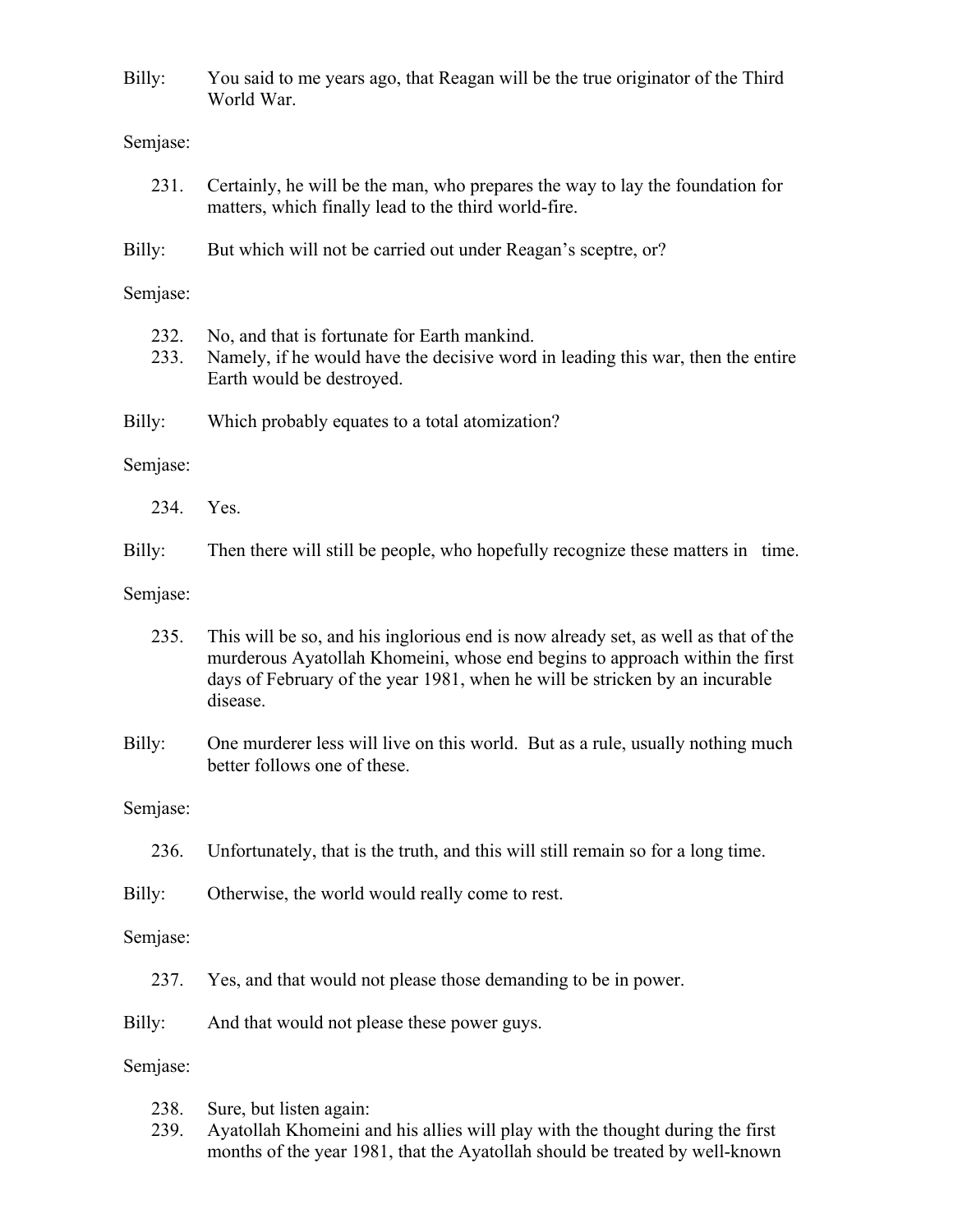Billy: You said to me years ago, that Reagan will be the true originator of the Third World War.

Semjase:

231. Certainly, he will be the man, who prepares the way to lay the foundation for matters, which finally lead to the third world-fire.

Billy: But which will not be carried out under Reagan's sceptre, or?

Semjase:

232. No, and that is fortunate for Earth mankind.
233. Namely, if he would have the decisive word in leading this war, then the entire Earth would be destroyed.

Billy: Which probably equates to a total atomization?

Semjase:

234. Yes.

Billy: Then there will still be people, who hopefully recognize these matters in time.

Semjase:

235. This will be so, and his inglorious end is now already set, as well as that of the murderous Ayatollah Khomeini, whose end begins to approach within the first days of February of the year 1981, when he will be stricken by an incurable disease.

Billy: One murderer less will live on this world. But as a rule, usually nothing much better follows one of these.

Semjase:

236. Unfortunately, that is the truth, and this will still remain so for a long time.

Billy: Otherwise, the world would really come to rest.

Semjase:

237. Yes, and that would not please those demanding to be in power.

Billy: And that would not please these power guys.

Semjase:

238. Sure, but listen again:
239. Ayatollah Khomeini and his allies will play with the thought during the first months of the year 1981, that the Ayatollah should be treated by well-known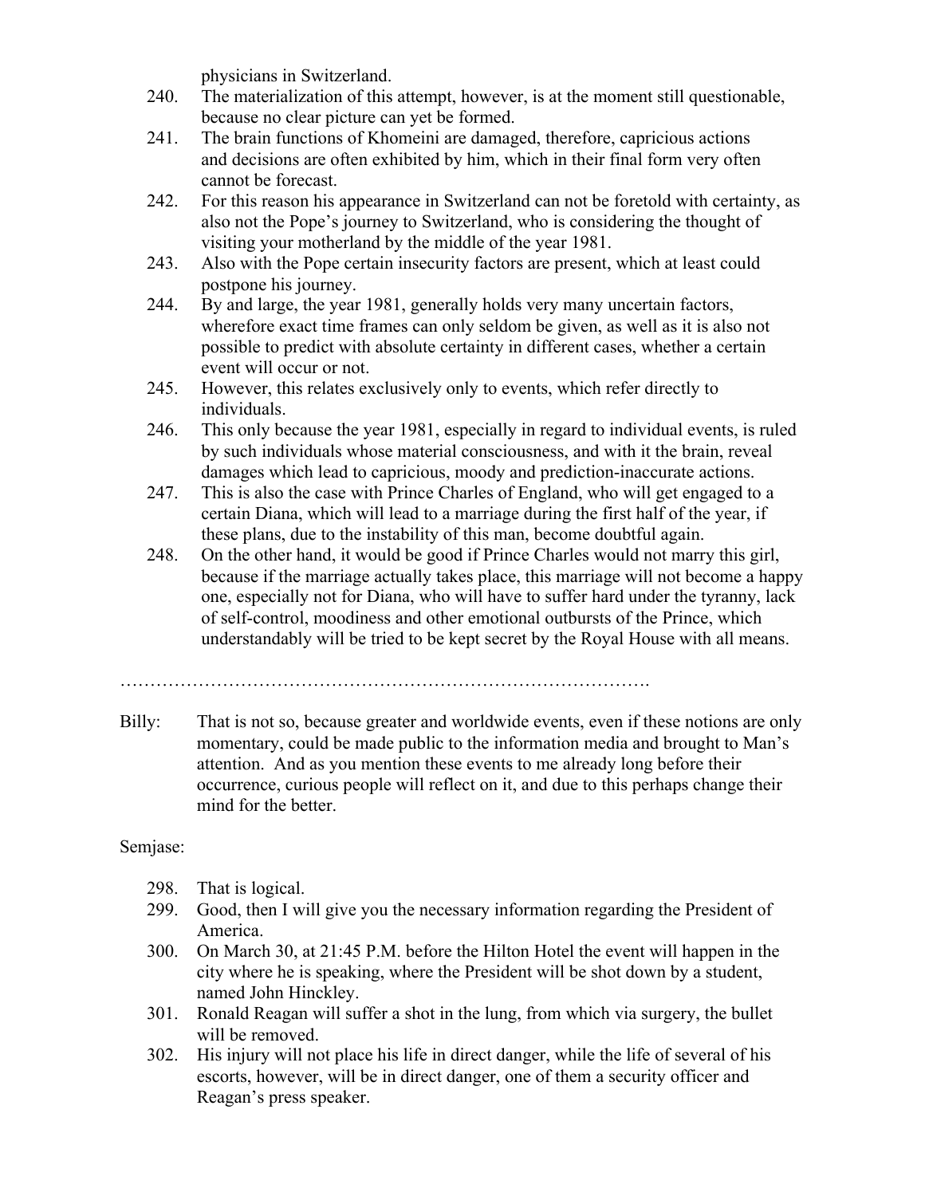physicians in Switzerland.

240. The materialization of this attempt, however, is at the moment still questionable, because no clear picture can yet be formed.
241. The brain functions of Khomeini are damaged, therefore, capricious actions and decisions are often exhibited by him, which in their final form very often cannot be forecast.
242. For this reason his appearance in Switzerland can not be foretold with certainty, as also not the Pope's journey to Switzerland, who is considering the thought of visiting your motherland by the middle of the year 1981.
243. Also with the Pope certain insecurity factors are present, which at least could postpone his journey.
244. By and large, the year 1981, generally holds very many uncertain factors, wherefore exact time frames can only seldom be given, as well as it is also not possible to predict with absolute certainty in different cases, whether a certain event will occur or not.
245. However, this relates exclusively only to events, which refer directly to individuals.
246. This only because the year 1981, especially in regard to individual events, is ruled by such individuals whose material consciousness, and with it the brain, reveal damages which lead to capricious, moody and prediction-inaccurate actions.
247. This is also the case with Prince Charles of England, who will get engaged to a certain Diana, which will lead to a marriage during the first half of the year, if these plans, due to the instability of this man, become doubtful again.
248. On the other hand, it would be good if Prince Charles would not marry this girl, because if the marriage actually takes place, this marriage will not become a happy one, especially not for Diana, who will have to suffer hard under the tyranny, lack of self-control, moodiness and other emotional outbursts of the Prince, which understandably will be tried to be kept secret by the Royal House with all means.

…………………………………………………………………………….

Billy: That is not so, because greater and worldwide events, even if these notions are only momentary, could be made public to the information media and brought to Man's attention. And as you mention these events to me already long before their occurrence, curious people will reflect on it, and due to this perhaps change their mind for the better.

Semjase:

298. That is logical.
299. Good, then I will give you the necessary information regarding the President of America.
300. On March 30, at 21:45 P.M. before the Hilton Hotel the event will happen in the city where he is speaking, where the President will be shot down by a student, named John Hinckley.
301. Ronald Reagan will suffer a shot in the lung, from which via surgery, the bullet will be removed.
302. His injury will not place his life in direct danger, while the life of several of his escorts, however, will be in direct danger, one of them a security officer and Reagan's press speaker.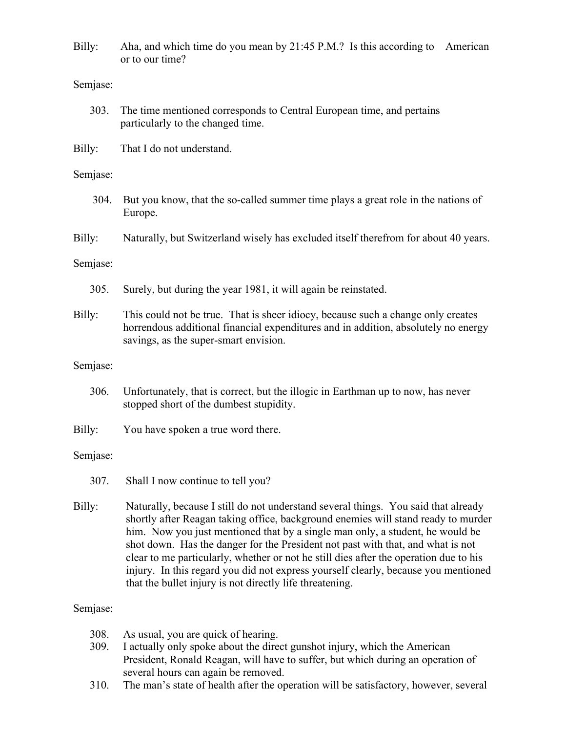Billy: Aha, and which time do you mean by 21:45 P.M.? Is this according to American or to our time?

Semjase:

303. The time mentioned corresponds to Central European time, and pertains particularly to the changed time.

Billy: That I do not understand.

Semjase:

304. But you know, that the so-called summer time plays a great role in the nations of Europe.

Billy: Naturally, but Switzerland wisely has excluded itself therefrom for about 40 years.

Semjase:

305. Surely, but during the year 1981, it will again be reinstated.

Billy: This could not be true. That is sheer idiocy, because such a change only creates horrendous additional financial expenditures and in addition, absolutely no energy savings, as the super-smart envision.

Semjase:

306. Unfortunately, that is correct, but the illogic in Earthman up to now, has never stopped short of the dumbest stupidity.

Billy: You have spoken a true word there.

Semjase:

307. Shall I now continue to tell you?

Billy: Naturally, because I still do not understand several things. You said that already shortly after Reagan taking office, background enemies will stand ready to murder him. Now you just mentioned that by a single man only, a student, he would be shot down. Has the danger for the President not past with that, and what is not clear to me particularly, whether or not he still dies after the operation due to his injury. In this regard you did not express yourself clearly, because you mentioned that the bullet injury is not directly life threatening.

Semjase:

308. As usual, you are quick of hearing.
309. I actually only spoke about the direct gunshot injury, which the American President, Ronald Reagan, will have to suffer, but which during an operation of several hours can again be removed.
310. The man's state of health after the operation will be satisfactory, however, several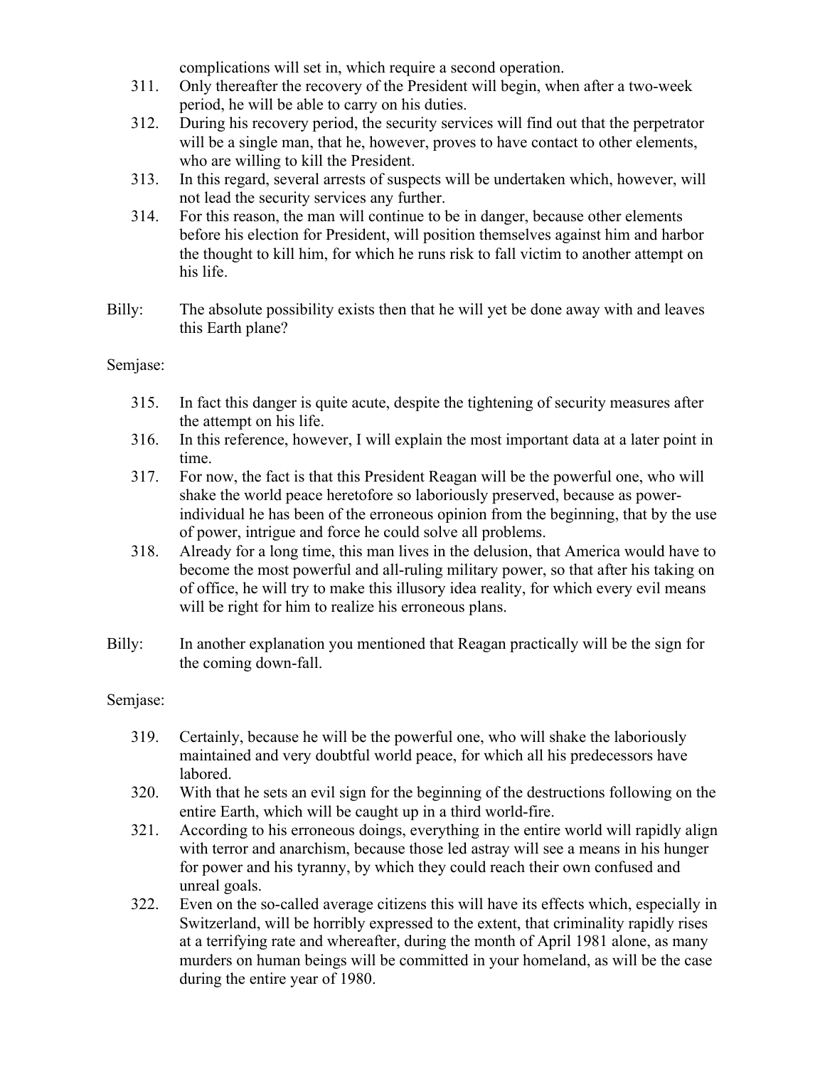complications will set in, which require a second operation.

311. Only thereafter the recovery of the President will begin, when after a two-week period, he will be able to carry on his duties.
312. During his recovery period, the security services will find out that the perpetrator will be a single man, that he, however, proves to have contact to other elements, who are willing to kill the President.
313. In this regard, several arrests of suspects will be undertaken which, however, will not lead the security services any further.
314. For this reason, the man will continue to be in danger, because other elements before his election for President, will position themselves against him and harbor the thought to kill him, for which he runs risk to fall victim to another attempt on his life.

Billy: The absolute possibility exists then that he will yet be done away with and leaves this Earth plane?

Semjase:

315. In fact this danger is quite acute, despite the tightening of security measures after the attempt on his life.
316. In this reference, however, I will explain the most important data at a later point in time.
317. For now, the fact is that this President Reagan will be the powerful one, who will shake the world peace heretofore so laboriously preserved, because as power-individual he has been of the erroneous opinion from the beginning, that by the use of power, intrigue and force he could solve all problems.
318. Already for a long time, this man lives in the delusion, that America would have to become the most powerful and all-ruling military power, so that after his taking on of office, he will try to make this illusory idea reality, for which every evil means will be right for him to realize his erroneous plans.

Billy: In another explanation you mentioned that Reagan practically will be the sign for the coming down-fall.

Semjase:

319. Certainly, because he will be the powerful one, who will shake the laboriously maintained and very doubtful world peace, for which all his predecessors have labored.
320. With that he sets an evil sign for the beginning of the destructions following on the entire Earth, which will be caught up in a third world-fire.
321. According to his erroneous doings, everything in the entire world will rapidly align with terror and anarchism, because those led astray will see a means in his hunger for power and his tyranny, by which they could reach their own confused and unreal goals.
322. Even on the so-called average citizens this will have its effects which, especially in Switzerland, will be horribly expressed to the extent, that criminality rapidly rises at a terrifying rate and whereafter, during the month of April 1981 alone, as many murders on human beings will be committed in your homeland, as will be the case during the entire year of 1980.